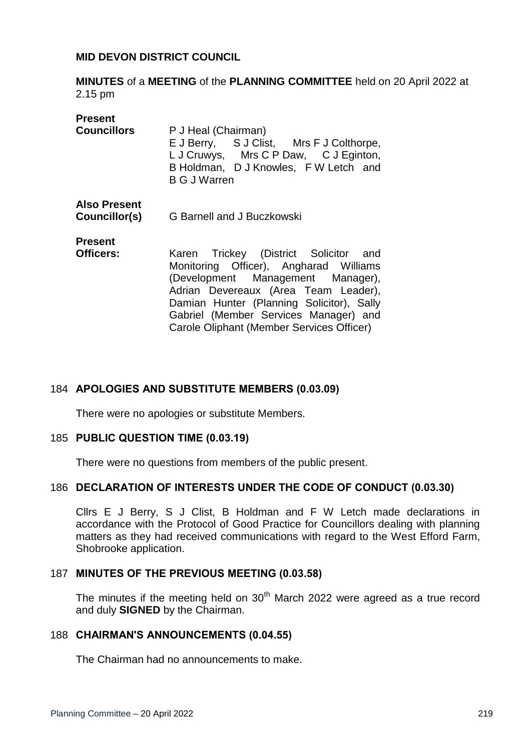**MID DEVON DISTRICT COUNCIL**

**MINUTES** of a **MEETING** of the **PLANNING COMMITTEE** held on 20 April 2022 at 2.15 pm

**Present**

**Councillors** P J Heal (Chairman)
E J Berry, S J Clist, Mrs F J Colthorpe, L J Cruwys, Mrs C P Daw, C J Eginton, B Holdman, D J Knowles, F W Letch and B G J Warren

**Also Present**

**Councillor(s)** G Barnell and J Buczkowski

**Present**

**Officers:** Karen Trickey (District Solicitor and Monitoring Officer), Angharad Williams (Development Management Manager), Adrian Devereaux (Area Team Leader), Damian Hunter (Planning Solicitor), Sally Gabriel (Member Services Manager) and Carole Oliphant (Member Services Officer)

## 184 APOLOGIES AND SUBSTITUTE MEMBERS (0.03.09)

There were no apologies or substitute Members.

## 185 PUBLIC QUESTION TIME (0.03.19)

There were no questions from members of the public present.

## 186 DECLARATION OF INTERESTS UNDER THE CODE OF CONDUCT (0.03.30)

Cllrs E J Berry, S J Clist, B Holdman and F W Letch made declarations in accordance with the Protocol of Good Practice for Councillors dealing with planning matters as they had received communications with regard to the West Efford Farm, Shobrooke application.

## 187 MINUTES OF THE PREVIOUS MEETING (0.03.58)

The minutes if the meeting held on 30th March 2022 were agreed as a true record and duly **SIGNED** by the Chairman.

## 188 CHAIRMAN'S ANNOUNCEMENTS (0.04.55)

The Chairman had no announcements to make.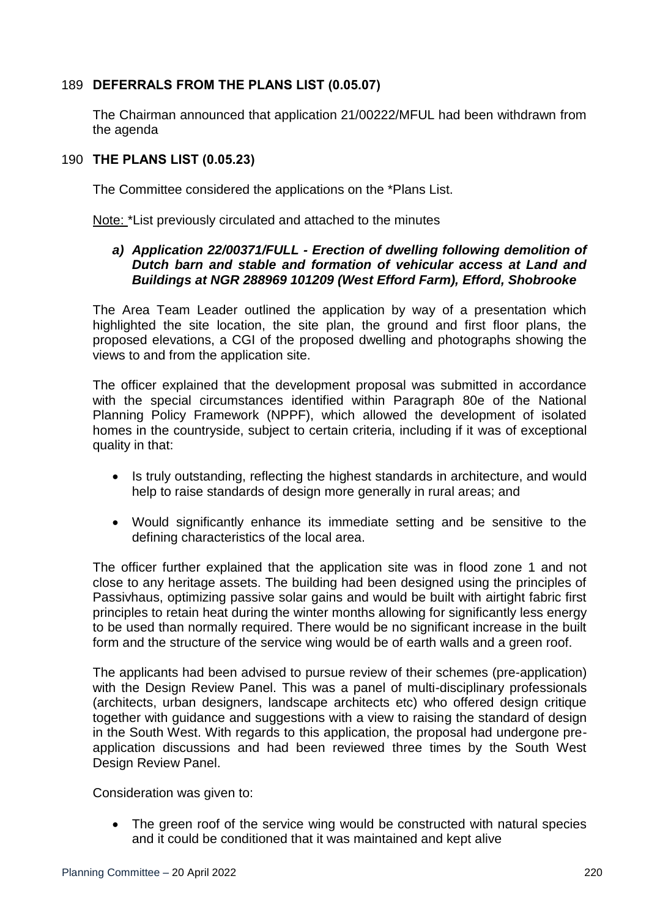## 189 DEFERRALS FROM THE PLANS LIST (0.05.07)

The Chairman announced that application 21/00222/MFUL had been withdrawn from the agenda

## 190 THE PLANS LIST (0.05.23)

The Committee considered the applications on the *Plans List.

Note: *List previously circulated and attached to the minutes

### *a) Application 22/00371/FULL - Erection of dwelling following demolition of Dutch barn and stable and formation of vehicular access at Land and Buildings at NGR 288969 101209 (West Efford Farm), Efford, Shobrooke*

The Area Team Leader outlined the application by way of a presentation which highlighted the site location, the site plan, the ground and first floor plans, the proposed elevations, a CGI of the proposed dwelling and photographs showing the views to and from the application site.

The officer explained that the development proposal was submitted in accordance with the special circumstances identified within Paragraph 80e of the National Planning Policy Framework (NPPF), which allowed the development of isolated homes in the countryside, subject to certain criteria, including if it was of exceptional quality in that:

- Is truly outstanding, reflecting the highest standards in architecture, and would help to raise standards of design more generally in rural areas; and
- Would significantly enhance its immediate setting and be sensitive to the defining characteristics of the local area.

The officer further explained that the application site was in flood zone 1 and not close to any heritage assets. The building had been designed using the principles of Passivhaus, optimizing passive solar gains and would be built with airtight fabric first principles to retain heat during the winter months allowing for significantly less energy to be used than normally required. There would be no significant increase in the built form and the structure of the service wing would be of earth walls and a green roof.

The applicants had been advised to pursue review of their schemes (pre-application) with the Design Review Panel. This was a panel of multi-disciplinary professionals (architects, urban designers, landscape architects etc) who offered design critique together with guidance and suggestions with a view to raising the standard of design in the South West. With regards to this application, the proposal had undergone pre-application discussions and had been reviewed three times by the South West Design Review Panel.

Consideration was given to:

- The green roof of the service wing would be constructed with natural species and it could be conditioned that it was maintained and kept alive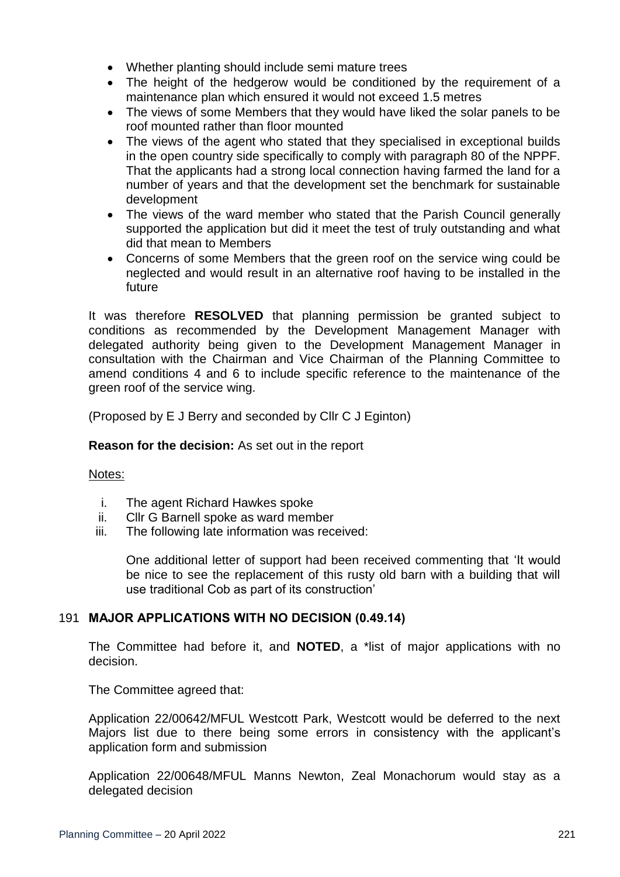- Whether planting should include semi mature trees
- The height of the hedgerow would be conditioned by the requirement of a maintenance plan which ensured it would not exceed 1.5 metres
- The views of some Members that they would have liked the solar panels to be roof mounted rather than floor mounted
- The views of the agent who stated that they specialised in exceptional builds in the open country side specifically to comply with paragraph 80 of the NPPF. That the applicants had a strong local connection having farmed the land for a number of years and that the development set the benchmark for sustainable development
- The views of the ward member who stated that the Parish Council generally supported the application but did it meet the test of truly outstanding and what did that mean to Members
- Concerns of some Members that the green roof on the service wing could be neglected and would result in an alternative roof having to be installed in the future

It was therefore **RESOLVED** that planning permission be granted subject to conditions as recommended by the Development Management Manager with delegated authority being given to the Development Management Manager in consultation with the Chairman and Vice Chairman of the Planning Committee to amend conditions 4 and 6 to include specific reference to the maintenance of the green roof of the service wing.

(Proposed by E J Berry and seconded by Cllr C J Eginton)

**Reason for the decision:** As set out in the report

Notes:

i. The agent Richard Hawkes spoke
ii. Cllr G Barnell spoke as ward member
iii. The following late information was received:

One additional letter of support had been received commenting that 'It would be nice to see the replacement of this rusty old barn with a building that will use traditional Cob as part of its construction'

### 191 MAJOR APPLICATIONS WITH NO DECISION (0.49.14)

The Committee had before it, and **NOTED**, a *list of major applications with no decision.

The Committee agreed that:

Application 22/00642/MFUL Westcott Park, Westcott would be deferred to the next Majors list due to there being some errors in consistency with the applicant's application form and submission

Application 22/00648/MFUL Manns Newton, Zeal Monachorum would stay as a delegated decision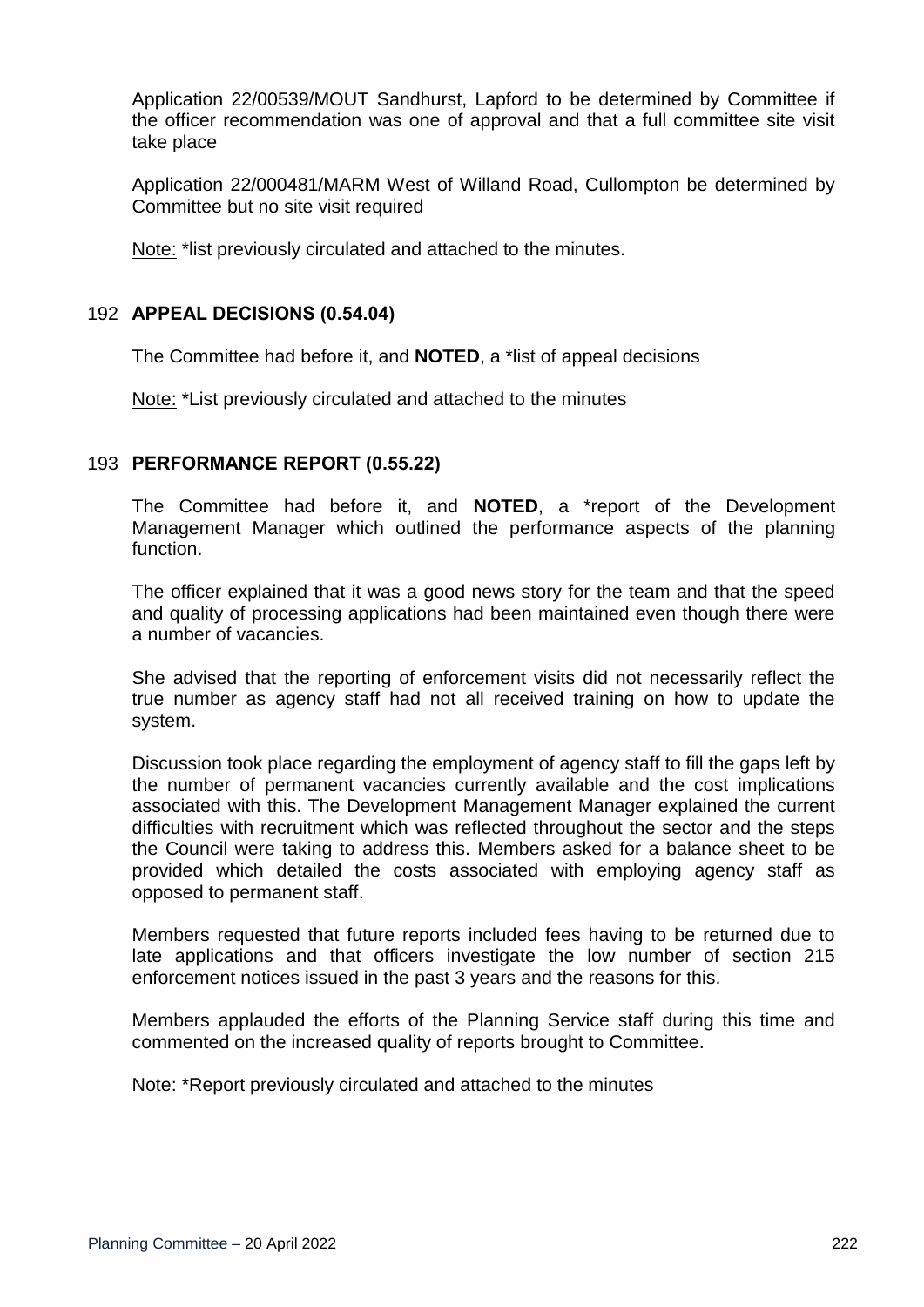Application 22/00539/MOUT Sandhurst, Lapford to be determined by Committee if the officer recommendation was one of approval and that a full committee site visit take place

Application 22/000481/MARM West of Willand Road, Cullompton be determined by Committee but no site visit required

Note: *list previously circulated and attached to the minutes.

## 192 APPEAL DECISIONS (0.54.04)

The Committee had before it, and **NOTED**, a *list of appeal decisions

Note: *List previously circulated and attached to the minutes

## 193 PERFORMANCE REPORT (0.55.22)

The Committee had before it, and **NOTED**, a *report of the Development Management Manager which outlined the performance aspects of the planning function.

The officer explained that it was a good news story for the team and that the speed and quality of processing applications had been maintained even though there were a number of vacancies.

She advised that the reporting of enforcement visits did not necessarily reflect the true number as agency staff had not all received training on how to update the system.

Discussion took place regarding the employment of agency staff to fill the gaps left by the number of permanent vacancies currently available and the cost implications associated with this. The Development Management Manager explained the current difficulties with recruitment which was reflected throughout the sector and the steps the Council were taking to address this. Members asked for a balance sheet to be provided which detailed the costs associated with employing agency staff as opposed to permanent staff.

Members requested that future reports included fees having to be returned due to late applications and that officers investigate the low number of section 215 enforcement notices issued in the past 3 years and the reasons for this.

Members applauded the efforts of the Planning Service staff during this time and commented on the increased quality of reports brought to Committee.

Note: *Report previously circulated and attached to the minutes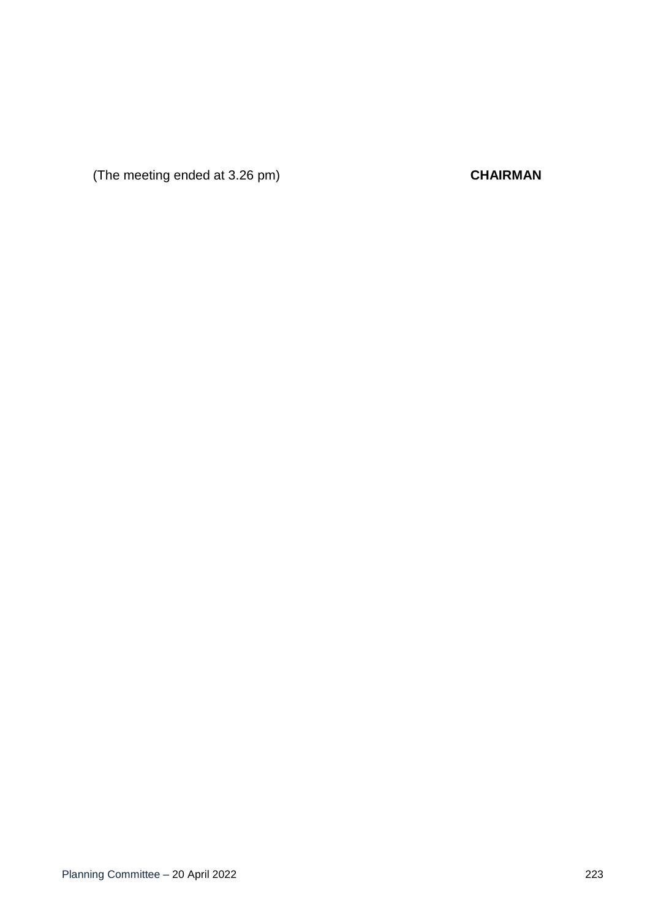(The meeting ended at 3.26 pm) **CHAIRMAN**